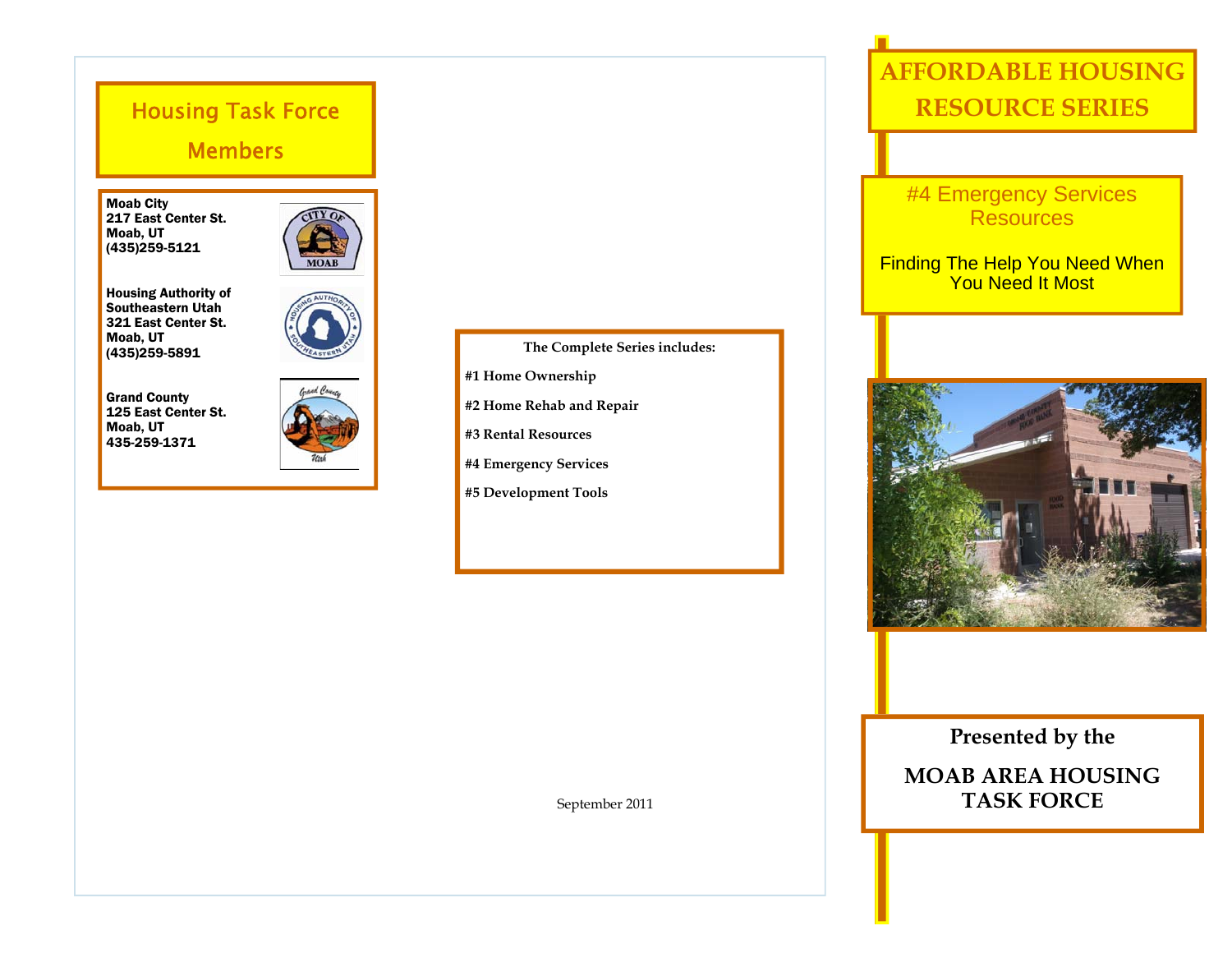## Housing Task Force Members

**Moab City**
**217 East Center St.**
**Moab, UT**
**(435)259-5121**

**Housing Authority of Southeastern Utah**
**321 East Center St.**
**Moab, UT**
**(435)259-5891**

**Grand County**
**125 East Center St.**
**Moab, UT**
**435-259-1371**

**The Complete Series includes:**

**#1 Home Ownership**

**#2 Home Rehab and Repair**

**#3 Rental Resources**

**#4 Emergency Services**

**#5 Development Tools**

September 2011

# AFFORDABLE HOUSING RESOURCE SERIES

## #4 Emergency Services Resources

Finding The Help You Need When You Need It Most

**Presented by the**

**MOAB AREA HOUSING TASK FORCE**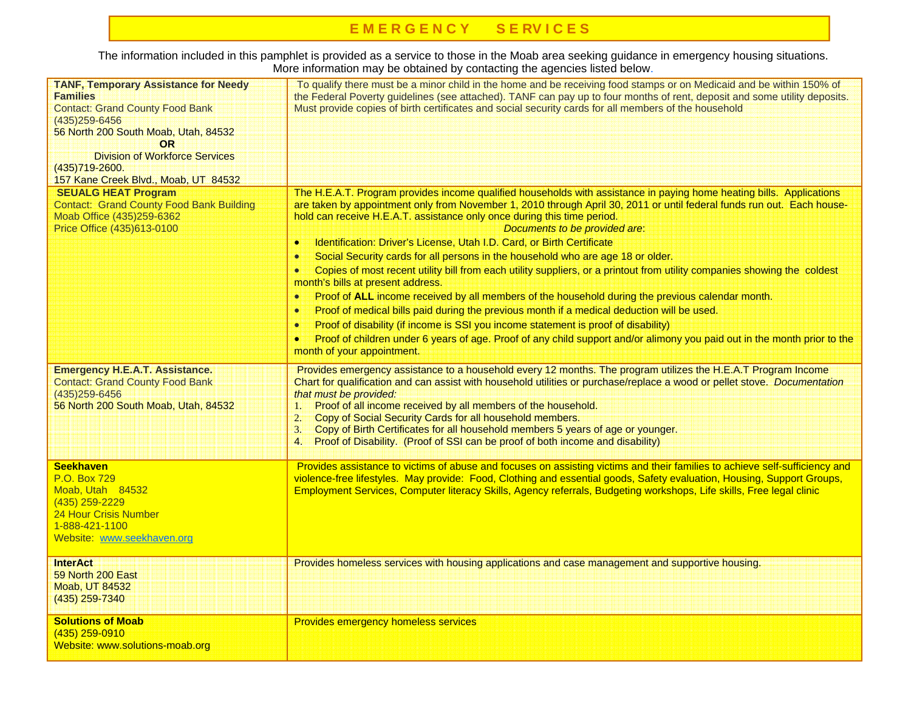# EMERGENCY SERVICES

The information included in this pamphlet is provided as a service to those in the Moab area seeking guidance in emergency housing situations. More information may be obtained by contacting the agencies listed below.

| | |
|---|---|
| **TANF, Temporary Assistance for Needy Families**<br>Contact: Grand County Food Bank<br>(435)259-6456<br>56 North 200 South Moab, Utah, 84532<br>**OR**<br>Division of Workforce Services<br>(435)719-2600.<br>157 Kane Creek Blvd., Moab, UT 84532 | To qualify there must be a minor child in the home and be receiving food stamps or on Medicaid and be within 150% of the Federal Poverty guidelines (see attached). TANF can pay up to four months of rent, deposit and some utility deposits. Must provide copies of birth certificates and social security cards for all members of the household |
| **SEUALG HEAT Program**<br>Contact: Grand County Food Bank Building<br>Moab Office (435)259-6362<br>Price Office (435)613-0100 | The H.E.A.T. Program provides income qualified households with assistance in paying home heating bills. Applications are taken by appointment only from November 1, 2010 through April 30, 2011 or until federal funds run out. Each household can receive H.E.A.T. assistance only once during this time period.<br>*Documents to be provided are*:<br>• Identification: Driver's License, Utah I.D. Card, or Birth Certificate<br>• Social Security cards for all persons in the household who are age 18 or older.<br>• Copies of most recent utility bill from each utility suppliers, or a printout from utility companies showing the coldest month's bills at present address.<br>• Proof of **ALL** income received by all members of the household during the previous calendar month.<br>• Proof of medical bills paid during the previous month if a medical deduction will be used.<br>• Proof of disability (if income is SSI you income statement is proof of disability)<br>• Proof of children under 6 years of age. Proof of any child support and/or alimony you paid out in the month prior to the month of your appointment. |
| **Emergency H.E.A.T. Assistance.**<br>Contact: Grand County Food Bank<br>(435)259-6456<br>56 North 200 South Moab, Utah, 84532 | Provides emergency assistance to a household every 12 months. The program utilizes the H.E.A.T Program Income Chart for qualification and can assist with household utilities or purchase/replace a wood or pellet stove. *Documentation that must be provided:*<br>1. Proof of all income received by all members of the household.<br>2. Copy of Social Security Cards for all household members.<br>3. Copy of Birth Certificates for all household members 5 years of age or younger.<br>4. Proof of Disability. (Proof of SSI can be proof of both income and disability) |
| **Seekhaven**<br>P.O. Box 729<br>Moab, Utah 84532<br>(435) 259-2229<br>24 Hour Crisis Number<br>1-888-421-1100<br>Website: www.seekhaven.org | Provides assistance to victims of abuse and focuses on assisting victims and their families to achieve self-sufficiency and violence-free lifestyles. May provide: Food, Clothing and essential goods, Safety evaluation, Housing, Support Groups, Employment Services, Computer literacy Skills, Agency referrals, Budgeting workshops, Life skills, Free legal clinic |
| **InterAct**<br>59 North 200 East<br>Moab, UT 84532<br>(435) 259-7340 | Provides homeless services with housing applications and case management and supportive housing. |
| **Solutions of Moab**<br>(435) 259-0910<br>Website: www.solutions-moab.org | Provides emergency homeless services |